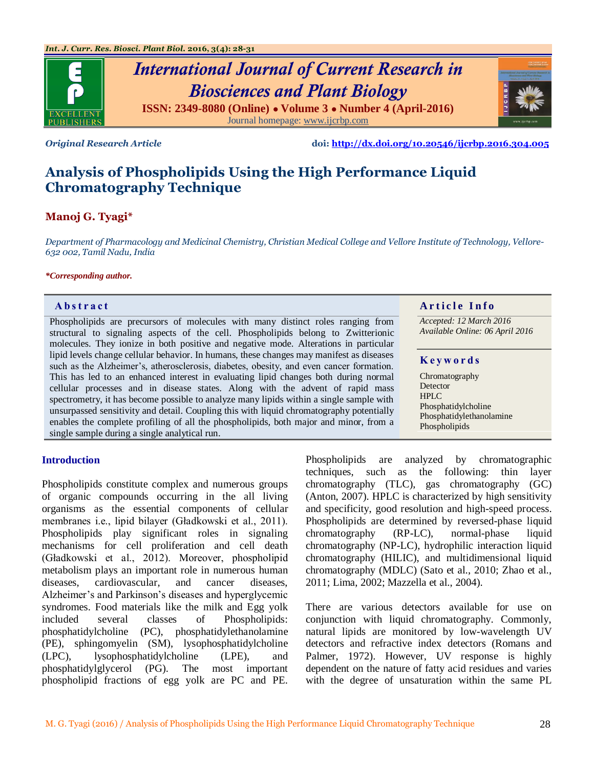*Original Research Article* **doi:** **http://dx.doi.org/10.20546/ijcrbp.2016.304.005**

# Analysis of Phospholipids Using the High Performance Liquid Chromatography Technique

**Manoj G. Tyagi***

*Department of Pharmacology and Medicinal Chemistry, Christian Medical College and Vellore Institute of Technology, Vellore-632 002, Tamil Nadu, India*

***Corresponding author.***

## Abstract

Phospholipids are precursors of molecules with many distinct roles ranging from structural to signaling aspects of the cell. Phospholipids belong to Zwitterionic molecules. They ionize in both positive and negative mode. Alterations in particular lipid levels change cellular behavior. In humans, these changes may manifest as diseases such as the Alzheimer's, atherosclerosis, diabetes, obesity, and even cancer formation. This has led to an enhanced interest in evaluating lipid changes both during normal cellular processes and in disease states. Along with the advent of rapid mass spectrometry, it has become possible to analyze many lipids within a single sample with unsurpassed sensitivity and detail. Coupling this with liquid chromatography potentially enables the complete profiling of all the phospholipids, both major and minor, from a single sample during a single analytical run.

## Article Info

*Accepted: 12 March 2016*
*Available Online: 06 April 2016*

## Keywords

Chromatography
Detector
HPLC
Phosphatidylcholine
Phosphatidylethanolamine
Phospholipids

## Introduction

Phospholipids constitute complex and numerous groups of organic compounds occurring in the all living organisms as the essential components of cellular membranes i.e., lipid bilayer (Gładkowski et al., 2011). Phospholipids play significant roles in signaling mechanisms for cell proliferation and cell death (Gładkowski et al., 2012). Moreover, phospholipid metabolism plays an important role in numerous human diseases, cardiovascular, and cancer diseases, Alzheimer's and Parkinson's diseases and hyperglycemic syndromes. Food materials like the milk and Egg yolk included several classes of Phospholipids: phosphatidylcholine (PC), phosphatidylethanolamine (PE), sphingomyelin (SM), lysophosphatidylcholine (LPC), lysophosphatidylcholine (LPE), and phosphatidylglycerol (PG). The most important phospholipid fractions of egg yolk are PC and PE. Phospholipids are analyzed by chromatographic techniques, such as the following: thin layer chromatography (TLC), gas chromatography (GC) (Anton, 2007). HPLC is characterized by high sensitivity and specificity, good resolution and high-speed process. Phospholipids are determined by reversed-phase liquid chromatography (RP-LC), normal-phase liquid chromatography (NP-LC), hydrophilic interaction liquid chromatography (HILIC), and multidimensional liquid chromatography (MDLC) (Sato et al., 2010; Zhao et al., 2011; Lima, 2002; Mazzella et al., 2004).

There are various detectors available for use on conjunction with liquid chromatography. Commonly, natural lipids are monitored by low-wavelength UV detectors and refractive index detectors (Romans and Palmer, 1972). However, UV response is highly dependent on the nature of fatty acid residues and varies with the degree of unsaturation within the same PL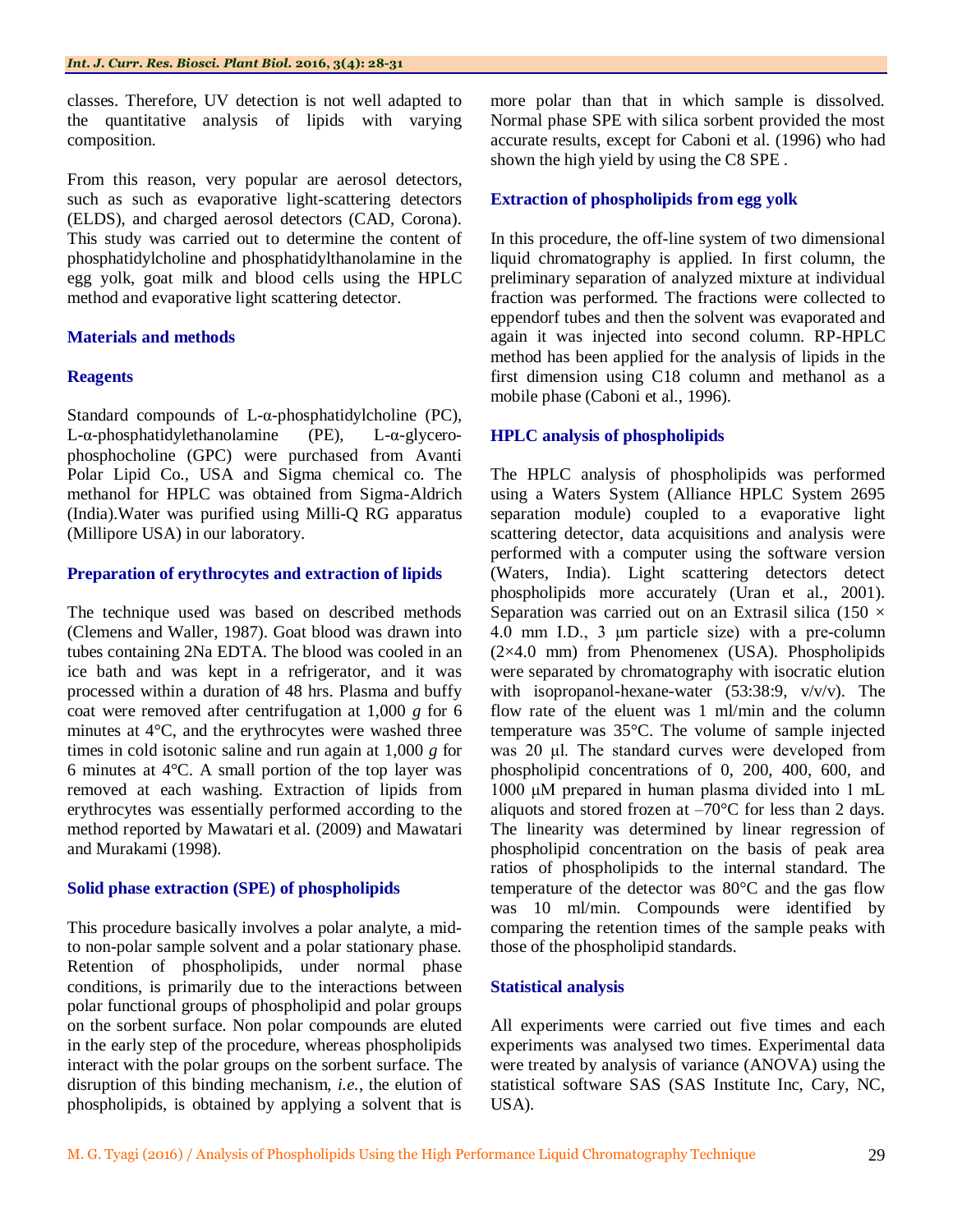classes. Therefore, UV detection is not well adapted to the quantitative analysis of lipids with varying composition.

From this reason, very popular are aerosol detectors, such as such as evaporative light-scattering detectors (ELDS), and charged aerosol detectors (CAD, Corona). This study was carried out to determine the content of phosphatidylcholine and phosphatidylthanolamine in the egg yolk, goat milk and blood cells using the HPLC method and evaporative light scattering detector.

## Materials and methods

### Reagents

Standard compounds of L-α-phosphatidylcholine (PC), L-α-phosphatidylethanolamine (PE), L-α-glycero-phosphocholine (GPC) were purchased from Avanti Polar Lipid Co., USA and Sigma chemical co. The methanol for HPLC was obtained from Sigma-Aldrich (India).Water was purified using Milli-Q RG apparatus (Millipore USA) in our laboratory.

### Preparation of erythrocytes and extraction of lipids

The technique used was based on described methods (Clemens and Waller, 1987). Goat blood was drawn into tubes containing 2Na EDTA. The blood was cooled in an ice bath and was kept in a refrigerator, and it was processed within a duration of 48 hrs. Plasma and buffy coat were removed after centrifugation at 1,000 *g* for 6 minutes at 4°C, and the erythrocytes were washed three times in cold isotonic saline and run again at 1,000 *g* for 6 minutes at 4°C. A small portion of the top layer was removed at each washing. Extraction of lipids from erythrocytes was essentially performed according to the method reported by Mawatari et al. (2009) and Mawatari and Murakami (1998).

### Solid phase extraction (SPE) of phospholipids

This procedure basically involves a polar analyte, a mid- to non-polar sample solvent and a polar stationary phase. Retention of phospholipids, under normal phase conditions, is primarily due to the interactions between polar functional groups of phospholipid and polar groups on the sorbent surface. Non polar compounds are eluted in the early step of the procedure, whereas phospholipids interact with the polar groups on the sorbent surface. The disruption of this binding mechanism, *i.e.*, the elution of phospholipids, is obtained by applying a solvent that is more polar than that in which sample is dissolved. Normal phase SPE with silica sorbent provided the most accurate results, except for Caboni et al. (1996) who had shown the high yield by using the C8 SPE .

### Extraction of phospholipids from egg yolk

In this procedure, the off-line system of two dimensional liquid chromatography is applied. In first column, the preliminary separation of analyzed mixture at individual fraction was performed. The fractions were collected to eppendorf tubes and then the solvent was evaporated and again it was injected into second column. RP-HPLC method has been applied for the analysis of lipids in the first dimension using C18 column and methanol as a mobile phase (Caboni et al., 1996).

### HPLC analysis of phospholipids

The HPLC analysis of phospholipids was performed using a Waters System (Alliance HPLC System 2695 separation module) coupled to a evaporative light scattering detector, data acquisitions and analysis were performed with a computer using the software version (Waters, India). Light scattering detectors detect phospholipids more accurately (Uran et al., 2001). Separation was carried out on an Extrasil silica (150 × 4.0 mm I.D., 3 μm particle size) with a pre-column (2×4.0 mm) from Phenomenex (USA). Phospholipids were separated by chromatography with isocratic elution with isopropanol-hexane-water (53:38:9, v/v/v). The flow rate of the eluent was 1 ml/min and the column temperature was 35°C. The volume of sample injected was 20 μl. The standard curves were developed from phospholipid concentrations of 0, 200, 400, 600, and 1000 μM prepared in human plasma divided into 1 mL aliquots and stored frozen at –70°C for less than 2 days. The linearity was determined by linear regression of phospholipid concentration on the basis of peak area ratios of phospholipids to the internal standard. The temperature of the detector was 80°C and the gas flow was 10 ml/min. Compounds were identified by comparing the retention times of the sample peaks with those of the phospholipid standards.

### Statistical analysis

All experiments were carried out five times and each experiments was analysed two times. Experimental data were treated by analysis of variance (ANOVA) using the statistical software SAS (SAS Institute Inc, Cary, NC, USA).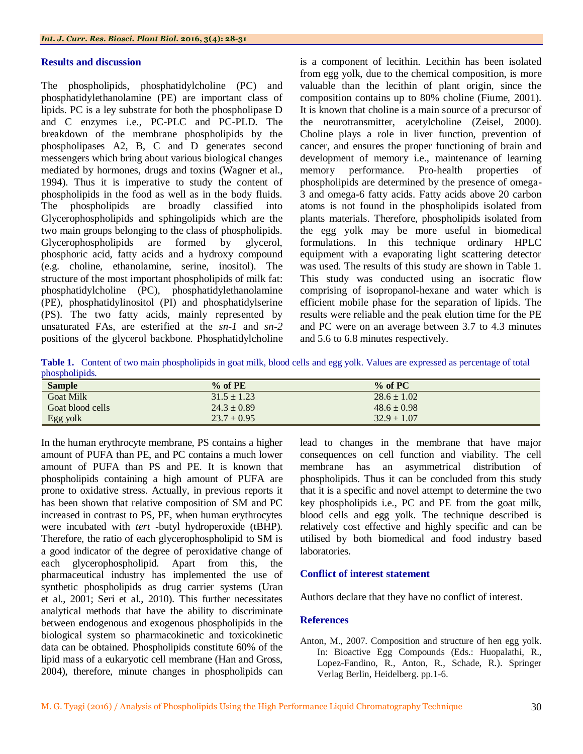## Results and discussion

The phospholipids, phosphatidylcholine (PC) and phosphatidylethanolamine (PE) are important class of lipids. PC is a ley substrate for both the phospholipase D and C enzymes i.e., PC-PLC and PC-PLD. The breakdown of the membrane phospholipids by the phospholipases A2, B, C and D generates second messengers which bring about various biological changes mediated by hormones, drugs and toxins (Wagner et al., 1994). Thus it is imperative to study the content of phospholipids in the food as well as in the body fluids. The phospholipids are broadly classified into Glycerophospholipids and sphingolipids which are the two main groups belonging to the class of phospholipids. Glycerophospholipids are formed by glycerol, phosphoric acid, fatty acids and a hydroxy compound (e.g. choline, ethanolamine, serine, inositol). The structure of the most important phospholipids of milk fat: phosphatidylcholine (PC), phosphatidylethanolamine (PE), phosphatidylinositol (PI) and phosphatidylserine (PS). The two fatty acids, mainly represented by unsaturated FAs, are esterified at the *sn-1* and *sn-2* positions of the glycerol backbone. Phosphatidylcholine is a component of lecithin. Lecithin has been isolated from egg yolk, due to the chemical composition, is more valuable than the lecithin of plant origin, since the composition contains up to 80% choline (Fiume, 2001). It is known that choline is a main source of a precursor of the neurotransmitter, acetylcholine (Zeisel, 2000). Choline plays a role in liver function, prevention of cancer, and ensures the proper functioning of brain and development of memory i.e., maintenance of learning memory performance. Pro-health properties of phospholipids are determined by the presence of omega-3 and omega-6 fatty acids. Fatty acids above 20 carbon atoms is not found in the phospholipids isolated from plants materials. Therefore, phospholipids isolated from the egg yolk may be more useful in biomedical formulations. In this technique ordinary HPLC equipment with a evaporating light scattering detector was used. The results of this study are shown in Table 1. This study was conducted using an isocratic flow comprising of isopropanol-hexane and water which is efficient mobile phase for the separation of lipids. The results were reliable and the peak elution time for the PE and PC were on an average between 3.7 to 4.3 minutes and 5.6 to 6.8 minutes respectively.

**Table 1.** Content of two main phospholipids in goat milk, blood cells and egg yolk. Values are expressed as percentage of total phospholipids.

| Sample | % of PE | % of PC |
|---|---|---|
| Goat Milk | 31.5 ± 1.23 | 28.6 ± 1.02 |
| Goat blood cells | 24.3 ± 0.89 | 48.6 ± 0.98 |
| Egg yolk | 23.7 ± 0.95 | 32.9 ± 1.07 |

In the human erythrocyte membrane, PS contains a higher amount of PUFA than PE, and PC contains a much lower amount of PUFA than PS and PE. It is known that phospholipids containing a high amount of PUFA are prone to oxidative stress. Actually, in previous reports it has been shown that relative composition of SM and PC increased in contrast to PS, PE, when human erythrocytes were incubated with *tert* -butyl hydroperoxide (tBHP). Therefore, the ratio of each glycerophospholipid to SM is a good indicator of the degree of peroxidative change of each glycerophospholipid. Apart from this, the pharmaceutical industry has implemented the use of synthetic phospholipids as drug carrier systems (Uran et al., 2001; Seri et al., 2010). This further necessitates analytical methods that have the ability to discriminate between endogenous and exogenous phospholipids in the biological system so pharmacokinetic and toxicokinetic data can be obtained. Phospholipids constitute 60% of the lipid mass of a eukaryotic cell membrane (Han and Gross, 2004), therefore, minute changes in phospholipids can lead to changes in the membrane that have major consequences on cell function and viability. The cell membrane has an asymmetrical distribution of phospholipids. Thus it can be concluded from this study that it is a specific and novel attempt to determine the two key phospholipids i.e., PC and PE from the goat milk, blood cells and egg yolk. The technique described is relatively cost effective and highly specific and can be utilised by both biomedical and food industry based laboratories.

## Conflict of interest statement

Authors declare that they have no conflict of interest.

## References

Anton, M., 2007. Composition and structure of hen egg yolk. In: Bioactive Egg Compounds (Eds.: Huopalathi, R., Lopez-Fandino, R., Anton, R., Schade, R.). Springer Verlag Berlin, Heidelberg. pp.1-6.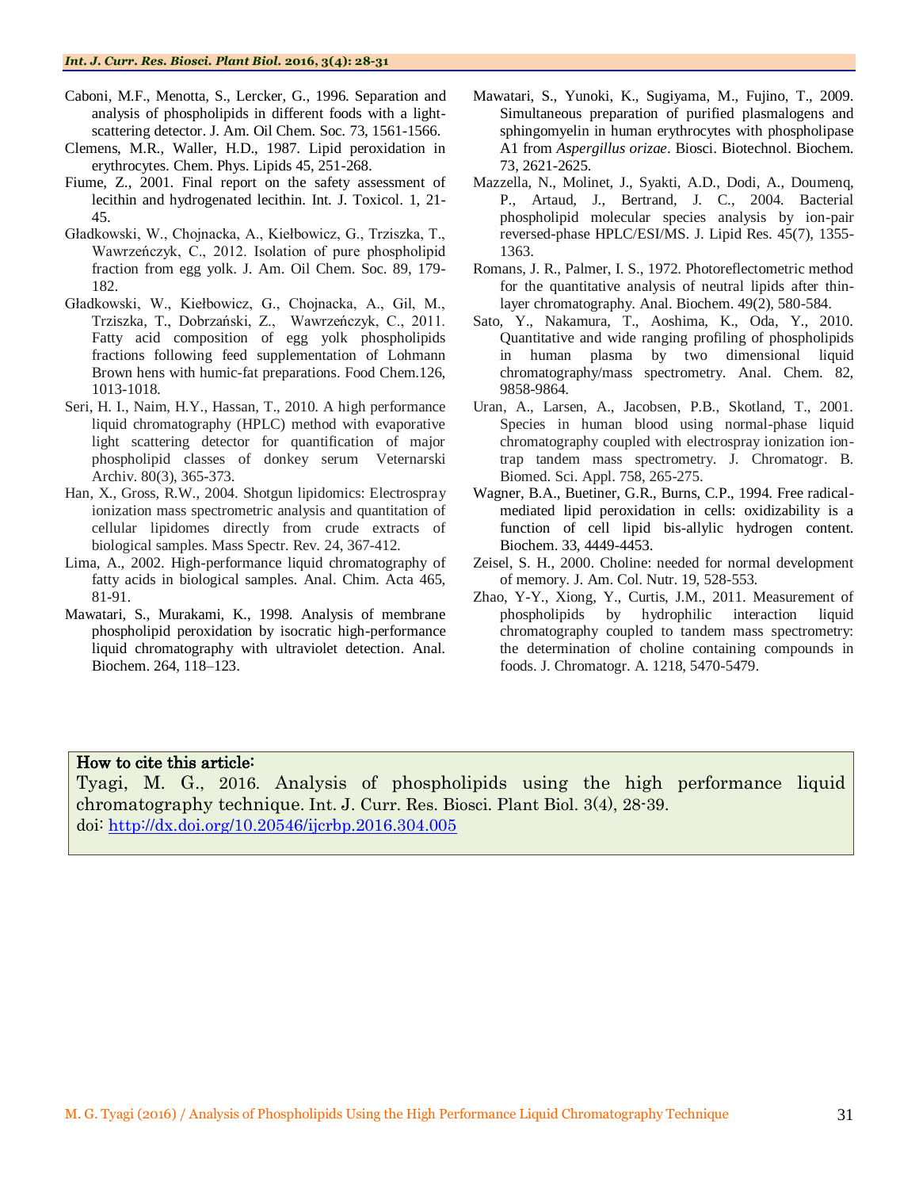Caboni, M.F., Menotta, S., Lercker, G., 1996. Separation and analysis of phospholipids in different foods with a light-scattering detector. J. Am. Oil Chem. Soc. 73, 1561-1566.

Clemens, M.R., Waller, H.D., 1987. Lipid peroxidation in erythrocytes. Chem. Phys. Lipids 45, 251-268.

Fiume, Z., 2001. Final report on the safety assessment of lecithin and hydrogenated lecithin. Int. J. Toxicol. 1, 21-45.

Gładkowski, W., Chojnacka, A., Kiełbowicz, G., Trziszka, T., Wawrzeńczyk, C., 2012. Isolation of pure phospholipid fraction from egg yolk. J. Am. Oil Chem. Soc. 89, 179-182.

Gładkowski, W., Kiełbowicz, G., Chojnacka, A., Gil, M., Trziszka, T., Dobrzański, Z., Wawrzeńczyk, C., 2011. Fatty acid composition of egg yolk phospholipids fractions following feed supplementation of Lohmann Brown hens with humic-fat preparations. Food Chem.126, 1013-1018.

Seri, H. I., Naim, H.Y., Hassan, T., 2010. A high performance liquid chromatography (HPLC) method with evaporative light scattering detector for quantification of major phospholipid classes of donkey serum Veternarski Archiv. 80(3), 365-373.

Han, X., Gross, R.W., 2004. Shotgun lipidomics: Electrospray ionization mass spectrometric analysis and quantitation of cellular lipidomes directly from crude extracts of biological samples. Mass Spectr. Rev. 24, 367-412.

Lima, A., 2002. High-performance liquid chromatography of fatty acids in biological samples. Anal. Chim. Acta 465, 81-91.

Mawatari, S., Murakami, K., 1998. Analysis of membrane phospholipid peroxidation by isocratic high-performance liquid chromatography with ultraviolet detection. Anal. Biochem. 264, 118–123.

Mawatari, S., Yunoki, K., Sugiyama, M., Fujino, T., 2009. Simultaneous preparation of purified plasmalogens and sphingomyelin in human erythrocytes with phospholipase A1 from *Aspergillus orizae*. Biosci. Biotechnol. Biochem. 73, 2621-2625.

Mazzella, N., Molinet, J., Syakti, A.D., Dodi, A., Doumenq, P., Artaud, J., Bertrand, J. C., 2004. Bacterial phospholipid molecular species analysis by ion-pair reversed-phase HPLC/ESI/MS. J. Lipid Res. 45(7), 1355-1363.

Romans, J. R., Palmer, I. S., 1972. Photoreflectometric method for the quantitative analysis of neutral lipids after thin-layer chromatography. Anal. Biochem. 49(2), 580-584.

Sato, Y., Nakamura, T., Aoshima, K., Oda, Y., 2010. Quantitative and wide ranging profiling of phospholipids in human plasma by two dimensional liquid chromatography/mass spectrometry. Anal. Chem. 82, 9858-9864.

Uran, A., Larsen, A., Jacobsen, P.B., Skotland, T., 2001. Species in human blood using normal-phase liquid chromatography coupled with electrospray ionization ion-trap tandem mass spectrometry. J. Chromatogr. B. Biomed. Sci. Appl. 758, 265-275.

Wagner, B.A., Buetiner, G.R., Burns, C.P., 1994. Free radical-mediated lipid peroxidation in cells: oxidizability is a function of cell lipid bis-allylic hydrogen content. Biochem. 33, 4449-4453.

Zeisel, S. H., 2000. Choline: needed for normal development of memory. J. Am. Col. Nutr. 19, 528-553.

Zhao, Y-Y., Xiong, Y., Curtis, J.M., 2011. Measurement of phospholipids by hydrophilic interaction liquid chromatography coupled to tandem mass spectrometry: the determination of choline containing compounds in foods. J. Chromatogr. A. 1218, 5470-5479.

**How to cite this article:**

Tyagi, M. G., 2016. Analysis of phospholipids using the high performance liquid chromatography technique. Int. J. Curr. Res. Biosci. Plant Biol. 3(4), 28-39.
doi: http://dx.doi.org/10.20546/ijcrbp.2016.304.005